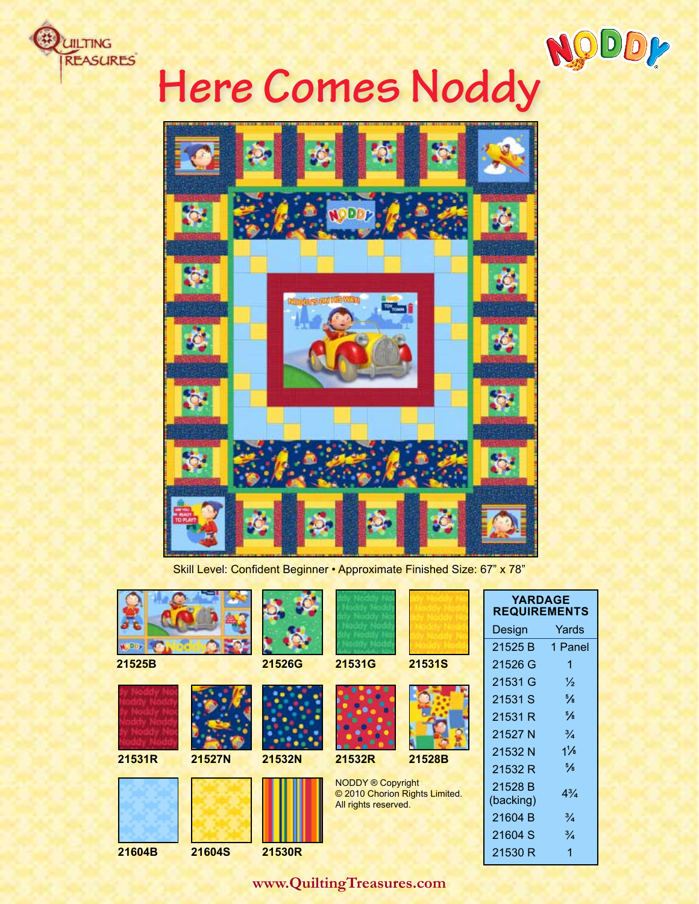# Here Comes Noddy

Skill Level: Confident Beginner • Approximate Finished Size: 67" x 78"

21525B

21526G

21531G

21531S

21531R

21527N

21532N

21532R

21528B

21604B

21604S

21530R

NODDY ® Copyright
© 2010 Chorion Rights Limited.
All rights reserved.

| YARDAGE REQUIREMENTS | |
|---|---|
| Design | Yards |
| 21525 B | 1 Panel |
| 21526 G | 1 |
| 21531 G | ½ |
| 21531 S | ⅝ |
| 21531 R | ⅝ |
| 21527 N | ¾ |
| 21532 N | 1⅛ |
| 21532 R | ⅝ |
| 21528 B (backing) | 4¾ |
| 21604 B | ¾ |
| 21604 S | ¾ |
| 21530 R | 1 |

www.QuiltingTreasures.com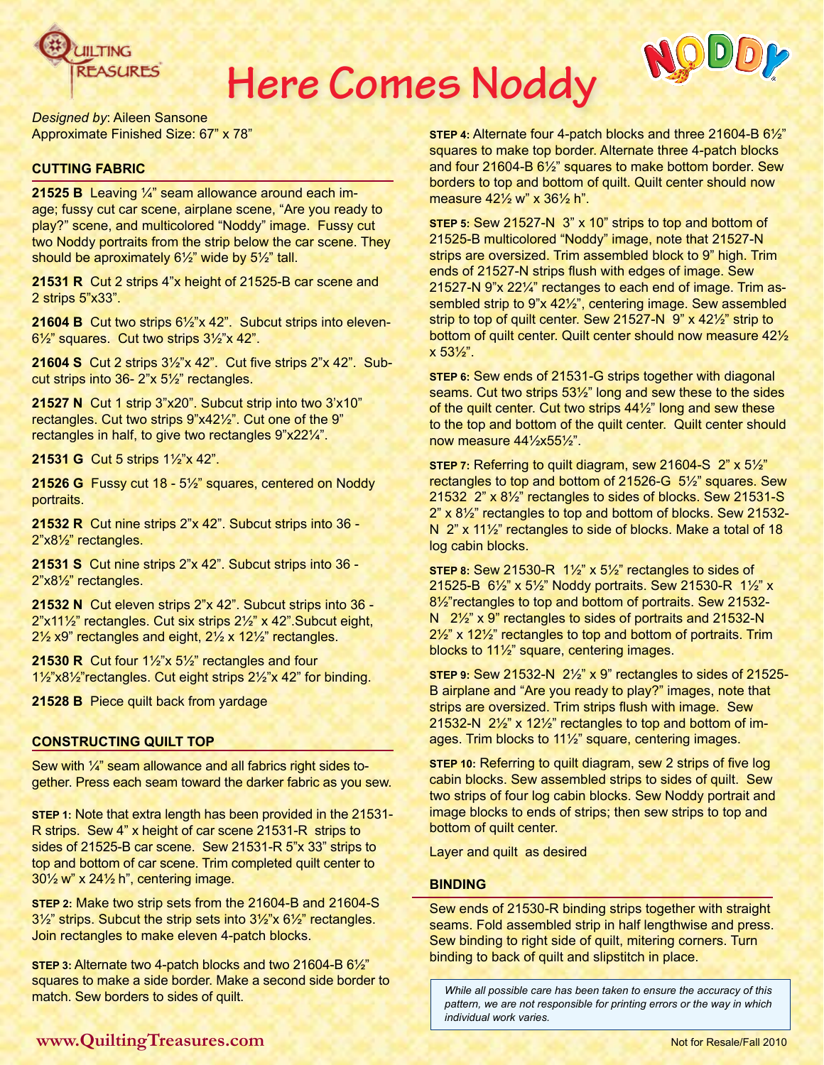# Here Comes Noddy

*Designed by*: Aileen Sansone
Approximate Finished Size: 67" x 78"

## CUTTING FABRIC

**21525 B** Leaving ¼" seam allowance around each image; fussy cut car scene, airplane scene, "Are you ready to play?" scene, and multicolored "Noddy" image. Fussy cut two Noddy portraits from the strip below the car scene. They should be aproximately 6½" wide by 5½" tall.

**21531 R** Cut 2 strips 4"x height of 21525-B car scene and 2 strips 5"x33".

**21604 B** Cut two strips 6½"x 42". Subcut strips into eleven-6½" squares. Cut two strips 3½"x 42".

**21604 S** Cut 2 strips 3½"x 42". Cut five strips 2"x 42". Subcut strips into 36- 2"x 5½" rectangles.

**21527 N** Cut 1 strip 3"x20". Subcut strip into two 3'x10" rectangles. Cut two strips 9"x42½". Cut one of the 9" rectangles in half, to give two rectangles 9"x22¼".

**21531 G** Cut 5 strips 1½"x 42".

**21526 G** Fussy cut 18 - 5½" squares, centered on Noddy portraits.

**21532 R** Cut nine strips 2"x 42". Subcut strips into 36 - 2"x8½" rectangles.

**21531 S** Cut nine strips 2"x 42". Subcut strips into 36 - 2"x8½" rectangles.

**21532 N** Cut eleven strips 2"x 42". Subcut strips into 36 - 2"x11½" rectangles. Cut six strips 2½" x 42".Subcut eight, 2½ x9" rectangles and eight, 2½ x 12½" rectangles.

**21530 R** Cut four 1½"x 5½" rectangles and four 1½"x8½"rectangles. Cut eight strips 2½"x 42" for binding.

**21528 B** Piece quilt back from yardage

## CONSTRUCTING QUILT TOP

Sew with ¼" seam allowance and all fabrics right sides together. Press each seam toward the darker fabric as you sew.

**STEP 1:** Note that extra length has been provided in the 21531-R strips. Sew 4" x height of car scene 21531-R strips to sides of 21525-B car scene. Sew 21531-R 5"x 33" strips to top and bottom of car scene. Trim completed quilt center to 30½ w" x 24½ h", centering image.

**STEP 2:** Make two strip sets from the 21604-B and 21604-S 3½" strips. Subcut the strip sets into 3½"x 6½" rectangles. Join rectangles to make eleven 4-patch blocks.

**STEP 3:** Alternate two 4-patch blocks and two 21604-B 6½" squares to make a side border. Make a second side border to match. Sew borders to sides of quilt.

**STEP 4:** Alternate four 4-patch blocks and three 21604-B 6½" squares to make top border. Alternate three 4-patch blocks and four 21604-B 6½" squares to make bottom border. Sew borders to top and bottom of quilt. Quilt center should now measure 42½ w" x 36½ h".

**STEP 5:** Sew 21527-N 3" x 10" strips to top and bottom of 21525-B multicolored "Noddy" image, note that 21527-N strips are oversized. Trim assembled block to 9" high. Trim ends of 21527-N strips flush with edges of image. Sew 21527-N 9"x 22¼" rectanges to each end of image. Trim assembled strip to 9"x 42½", centering image. Sew assembled strip to top of quilt center. Sew 21527-N 9" x 42½" strip to bottom of quilt center. Quilt center should now measure 42½ x 53½".

**STEP 6:** Sew ends of 21531-G strips together with diagonal seams. Cut two strips 53½" long and sew these to the sides of the quilt center. Cut two strips 44½" long and sew these to the top and bottom of the quilt center. Quilt center should now measure 44½x55½".

**STEP 7:** Referring to quilt diagram, sew 21604-S 2" x 5½" rectangles to top and bottom of 21526-G 5½" squares. Sew 21532 2" x 8½" rectangles to sides of blocks. Sew 21531-S 2" x 8½" rectangles to top and bottom of blocks. Sew 21532-N 2" x 11½" rectangles to side of blocks. Make a total of 18 log cabin blocks.

**STEP 8:** Sew 21530-R 1½" x 5½" rectangles to sides of 21525-B 6½" x 5½" Noddy portraits. Sew 21530-R 1½" x 8½"rectangles to top and bottom of portraits. Sew 21532-N 2½" x 9" rectangles to sides of portraits and 21532-N 2½" x 12½" rectangles to top and bottom of portraits. Trim blocks to 11½" square, centering images.

**STEP 9:** Sew 21532-N 2½" x 9" rectangles to sides of 21525-B airplane and "Are you ready to play?" images, note that strips are oversized. Trim strips flush with image. Sew 21532-N 2½" x 12½" rectangles to top and bottom of images. Trim blocks to 11½" square, centering images.

**STEP 10:** Referring to quilt diagram, sew 2 strips of five log cabin blocks. Sew assembled strips to sides of quilt. Sew two strips of four log cabin blocks. Sew Noddy portrait and image blocks to ends of strips; then sew strips to top and bottom of quilt center.

Layer and quilt as desired

## BINDING

Sew ends of 21530-R binding strips together with straight seams. Fold assembled strip in half lengthwise and press. Sew binding to right side of quilt, mitering corners. Turn binding to back of quilt and slipstitch in place.

*While all possible care has been taken to ensure the accuracy of this pattern, we are not responsible for printing errors or the way in which individual work varies.*

www.QuiltingTreasures.com

Not for Resale/Fall 2010